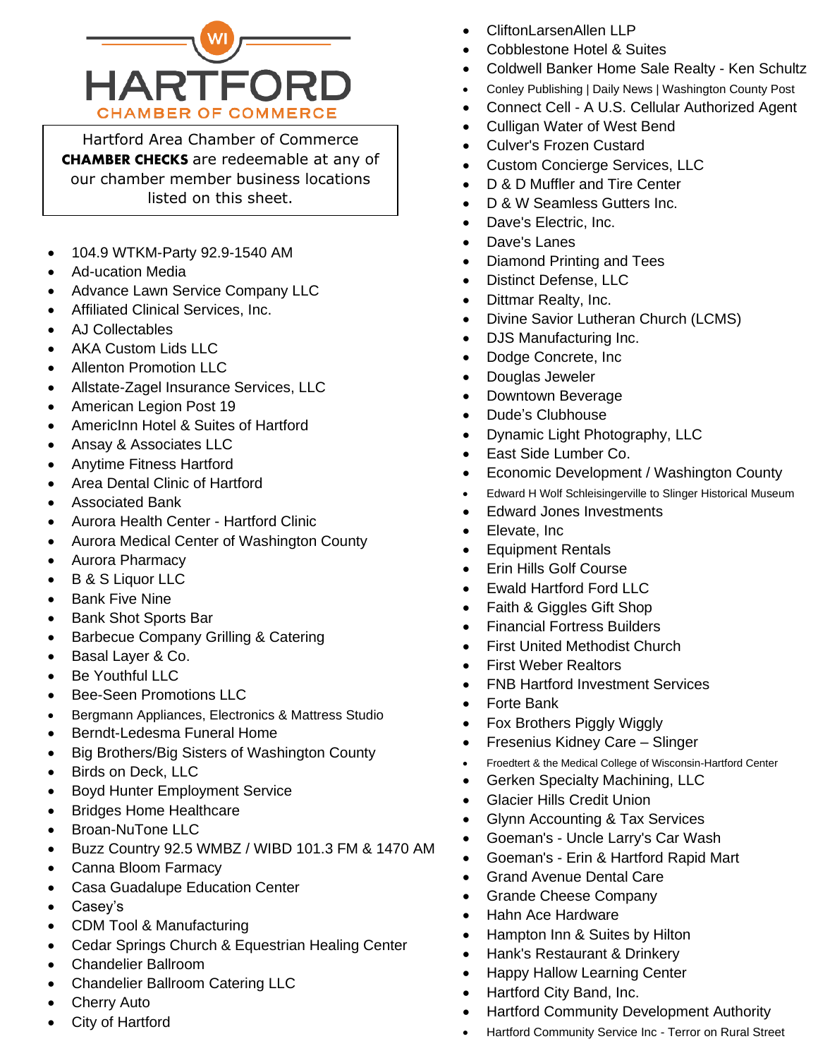# WI HARTFORD CHAMBER OF COMMERCE

Hartford Area Chamber of Commerce **CHAMBER CHECKS** are redeemable at any of our chamber member business locations listed on this sheet.

- 104.9 WTKM-Party 92.9-1540 AM
- Ad-ucation Media
- Advance Lawn Service Company LLC
- Affiliated Clinical Services, Inc.
- AJ Collectables
- AKA Custom Lids LLC
- Allenton Promotion LLC
- Allstate-Zagel Insurance Services, LLC
- American Legion Post 19
- AmericInn Hotel & Suites of Hartford
- Ansay & Associates LLC
- Anytime Fitness Hartford
- Area Dental Clinic of Hartford
- Associated Bank
- Aurora Health Center - Hartford Clinic
- Aurora Medical Center of Washington County
- Aurora Pharmacy
- B & S Liquor LLC
- Bank Five Nine
- Bank Shot Sports Bar
- Barbecue Company Grilling & Catering
- Basal Layer & Co.
- Be Youthful LLC
- Bee-Seen Promotions LLC
- Bergmann Appliances, Electronics & Mattress Studio
- Berndt-Ledesma Funeral Home
- Big Brothers/Big Sisters of Washington County
- Birds on Deck, LLC
- Boyd Hunter Employment Service
- Bridges Home Healthcare
- Broan-NuTone LLC
- Buzz Country 92.5 WMBZ / WIBD 101.3 FM & 1470 AM
- Canna Bloom Farmacy
- Casa Guadalupe Education Center
- Casey's
- CDM Tool & Manufacturing
- Cedar Springs Church & Equestrian Healing Center
- Chandelier Ballroom
- Chandelier Ballroom Catering LLC
- Cherry Auto
- City of Hartford
- CliftonLarsenAllen LLP
- Cobblestone Hotel & Suites
- Coldwell Banker Home Sale Realty - Ken Schultz
- Conley Publishing | Daily News | Washington County Post
- Connect Cell - A U.S. Cellular Authorized Agent
- Culligan Water of West Bend
- Culver's Frozen Custard
- Custom Concierge Services, LLC
- D & D Muffler and Tire Center
- D & W Seamless Gutters Inc.
- Dave's Electric, Inc.
- Dave's Lanes
- Diamond Printing and Tees
- Distinct Defense, LLC
- Dittmar Realty, Inc.
- Divine Savior Lutheran Church (LCMS)
- DJS Manufacturing Inc.
- Dodge Concrete, Inc
- Douglas Jeweler
- Downtown Beverage
- Dude's Clubhouse
- Dynamic Light Photography, LLC
- East Side Lumber Co.
- Economic Development / Washington County
- Edward H Wolf Schleisingerville to Slinger Historical Museum
- Edward Jones Investments
- Elevate, Inc
- Equipment Rentals
- Erin Hills Golf Course
- Ewald Hartford Ford LLC
- Faith & Giggles Gift Shop
- Financial Fortress Builders
- First United Methodist Church
- First Weber Realtors
- FNB Hartford Investment Services
- Forte Bank
- Fox Brothers Piggly Wiggly
- Fresenius Kidney Care – Slinger
- Froedtert & the Medical College of Wisconsin-Hartford Center
- Gerken Specialty Machining, LLC
- Glacier Hills Credit Union
- Glynn Accounting & Tax Services
- Goeman's - Uncle Larry's Car Wash
- Goeman's - Erin & Hartford Rapid Mart
- Grand Avenue Dental Care
- Grande Cheese Company
- Hahn Ace Hardware
- Hampton Inn & Suites by Hilton
- Hank's Restaurant & Drinkery
- Happy Hallow Learning Center
- Hartford City Band, Inc.
- Hartford Community Development Authority
- Hartford Community Service Inc - Terror on Rural Street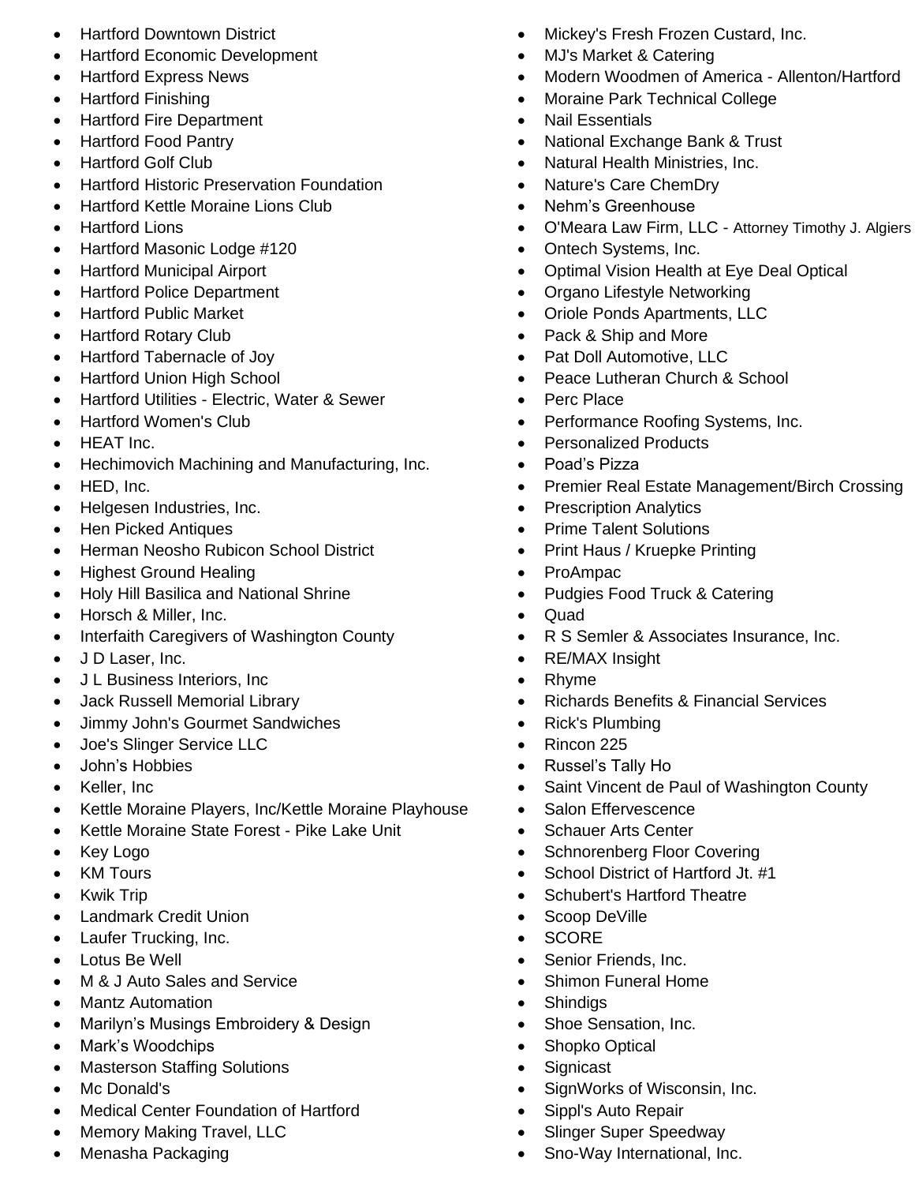- Hartford Downtown District
- Hartford Economic Development
- Hartford Express News
- Hartford Finishing
- Hartford Fire Department
- Hartford Food Pantry
- Hartford Golf Club
- Hartford Historic Preservation Foundation
- Hartford Kettle Moraine Lions Club
- Hartford Lions
- Hartford Masonic Lodge #120
- Hartford Municipal Airport
- Hartford Police Department
- Hartford Public Market
- Hartford Rotary Club
- Hartford Tabernacle of Joy
- Hartford Union High School
- Hartford Utilities - Electric, Water & Sewer
- Hartford Women's Club
- HEAT Inc.
- Hechimovich Machining and Manufacturing, Inc.
- HED, Inc.
- Helgesen Industries, Inc.
- Hen Picked Antiques
- Herman Neosho Rubicon School District
- Highest Ground Healing
- Holy Hill Basilica and National Shrine
- Horsch & Miller, Inc.
- Interfaith Caregivers of Washington County
- J D Laser, Inc.
- J L Business Interiors, Inc
- Jack Russell Memorial Library
- Jimmy John's Gourmet Sandwiches
- Joe's Slinger Service LLC
- John's Hobbies
- Keller, Inc
- Kettle Moraine Players, Inc/Kettle Moraine Playhouse
- Kettle Moraine State Forest - Pike Lake Unit
- Key Logo
- KM Tours
- Kwik Trip
- Landmark Credit Union
- Laufer Trucking, Inc.
- Lotus Be Well
- M & J Auto Sales and Service
- Mantz Automation
- Marilyn's Musings Embroidery & Design
- Mark's Woodchips
- Masterson Staffing Solutions
- Mc Donald's
- Medical Center Foundation of Hartford
- Memory Making Travel, LLC
- Menasha Packaging
- Mickey's Fresh Frozen Custard, Inc.
- MJ's Market & Catering
- Modern Woodmen of America - Allenton/Hartford
- Moraine Park Technical College
- Nail Essentials
- National Exchange Bank & Trust
- Natural Health Ministries, Inc.
- Nature's Care ChemDry
- Nehm's Greenhouse
- O'Meara Law Firm, LLC - Attorney Timothy J. Algiers
- Ontech Systems, Inc.
- Optimal Vision Health at Eye Deal Optical
- Organo Lifestyle Networking
- Oriole Ponds Apartments, LLC
- Pack & Ship and More
- Pat Doll Automotive, LLC
- Peace Lutheran Church & School
- Perc Place
- Performance Roofing Systems, Inc.
- Personalized Products
- Poad's Pizza
- Premier Real Estate Management/Birch Crossing
- Prescription Analytics
- Prime Talent Solutions
- Print Haus / Kruepke Printing
- ProAmpac
- Pudgies Food Truck & Catering
- Quad
- R S Semler & Associates Insurance, Inc.
- RE/MAX Insight
- Rhyme
- Richards Benefits & Financial Services
- Rick's Plumbing
- Rincon 225
- Russel's Tally Ho
- Saint Vincent de Paul of Washington County
- Salon Effervescence
- Schauer Arts Center
- Schnorenberg Floor Covering
- School District of Hartford Jt. #1
- Schubert's Hartford Theatre
- Scoop DeVille
- SCORE
- Senior Friends, Inc.
- Shimon Funeral Home
- Shindigs
- Shoe Sensation, Inc.
- Shopko Optical
- Signicast
- SignWorks of Wisconsin, Inc.
- Sippl's Auto Repair
- Slinger Super Speedway
- Sno-Way International, Inc.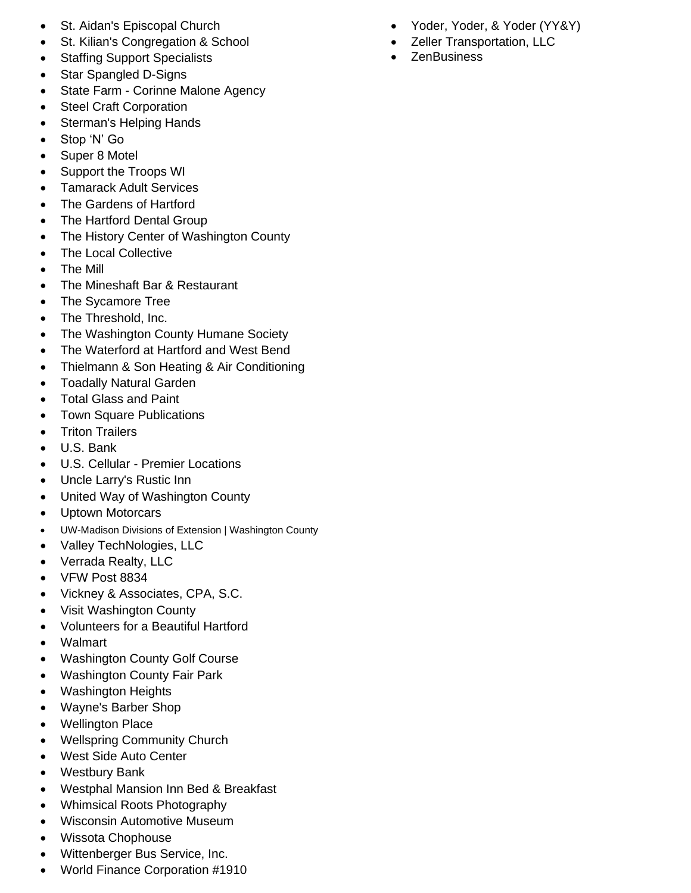- St. Aidan's Episcopal Church
- St. Kilian's Congregation & School
- Staffing Support Specialists
- Star Spangled D-Signs
- State Farm - Corinne Malone Agency
- Steel Craft Corporation
- Sterman's Helping Hands
- Stop 'N' Go
- Super 8 Motel
- Support the Troops WI
- Tamarack Adult Services
- The Gardens of Hartford
- The Hartford Dental Group
- The History Center of Washington County
- The Local Collective
- The Mill
- The Mineshaft Bar & Restaurant
- The Sycamore Tree
- The Threshold, Inc.
- The Washington County Humane Society
- The Waterford at Hartford and West Bend
- Thielmann & Son Heating & Air Conditioning
- Toadally Natural Garden
- Total Glass and Paint
- Town Square Publications
- Triton Trailers
- U.S. Bank
- U.S. Cellular - Premier Locations
- Uncle Larry's Rustic Inn
- United Way of Washington County
- Uptown Motorcars
- UW-Madison Divisions of Extension | Washington County
- Valley TechNologies, LLC
- Verrada Realty, LLC
- VFW Post 8834
- Vickney & Associates, CPA, S.C.
- Visit Washington County
- Volunteers for a Beautiful Hartford
- Walmart
- Washington County Golf Course
- Washington County Fair Park
- Washington Heights
- Wayne's Barber Shop
- Wellington Place
- Wellspring Community Church
- West Side Auto Center
- Westbury Bank
- Westphal Mansion Inn Bed & Breakfast
- Whimsical Roots Photography
- Wisconsin Automotive Museum
- Wissota Chophouse
- Wittenberger Bus Service, Inc.
- World Finance Corporation #1910
- Yoder, Yoder, & Yoder (YY&Y)
- Zeller Transportation, LLC
- ZenBusiness